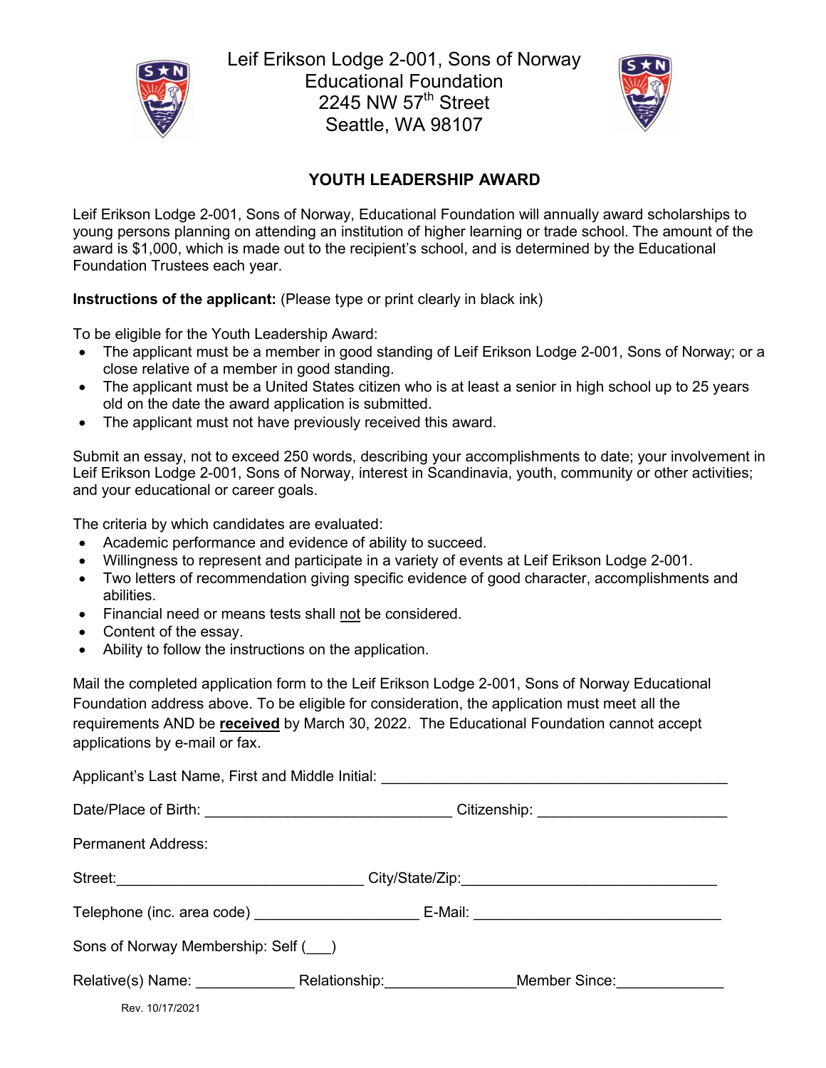Leif Erikson Lodge 2-001, Sons of Norway
Educational Foundation
2245 NW 57th Street
Seattle, WA 98107

## YOUTH LEADERSHIP AWARD

Leif Erikson Lodge 2-001, Sons of Norway, Educational Foundation will annually award scholarships to young persons planning on attending an institution of higher learning or trade school. The amount of the award is $1,000, which is made out to the recipient's school, and is determined by the Educational Foundation Trustees each year.

**Instructions of the applicant:** (Please type or print clearly in black ink)

To be eligible for the Youth Leadership Award:

- The applicant must be a member in good standing of Leif Erikson Lodge 2-001, Sons of Norway; or a close relative of a member in good standing.
- The applicant must be a United States citizen who is at least a senior in high school up to 25 years old on the date the award application is submitted.
- The applicant must not have previously received this award.

Submit an essay, not to exceed 250 words, describing your accomplishments to date; your involvement in Leif Erikson Lodge 2-001, Sons of Norway, interest in Scandinavia, youth, community or other activities; and your educational or career goals.

The criteria by which candidates are evaluated:

- Academic performance and evidence of ability to succeed.
- Willingness to represent and participate in a variety of events at Leif Erikson Lodge 2-001.
- Two letters of recommendation giving specific evidence of good character, accomplishments and abilities.
- Financial need or means tests shall not be considered.
- Content of the essay.
- Ability to follow the instructions on the application.

Mail the completed application form to the Leif Erikson Lodge 2-001, Sons of Norway Educational Foundation address above. To be eligible for consideration, the application must meet all the requirements AND be **received** by March 30, 2022. The Educational Foundation cannot accept applications by e-mail or fax.

Applicant's Last Name, First and Middle Initial: ___________________________________________

Date/Place of Birth: ______________________________ Citizenship: ______________________

Permanent Address:

Street: ______________________________ City/State/Zip: ______________________________

Telephone (inc. area code) ___________________ E-Mail: ______________________________

Sons of Norway Membership: Self (___)

Relative(s) Name: ____________ Relationship: _______________ Member Since: _____________

Rev. 10/17/2021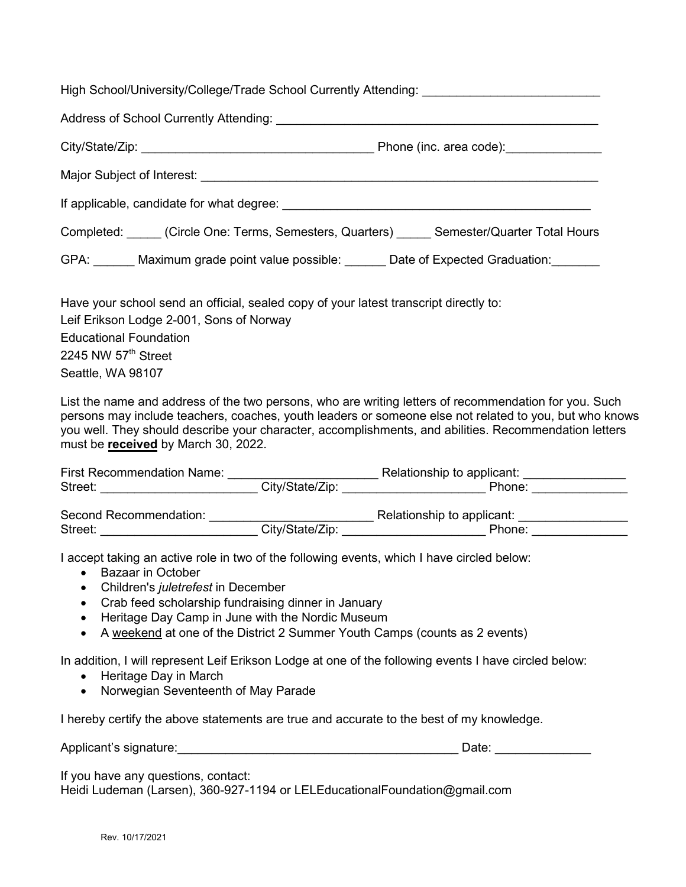High School/University/College/Trade School Currently Attending: ___________________________

Address of School Currently Attending: _____________________________________________

City/State/Zip: ________________________________ Phone (inc. area code):______________

Major Subject of Interest: ________________________________________________________

If applicable, candidate for what degree: ____________________________________________

Completed: _____ (Circle One: Terms, Semesters, Quarters) _____ Semester/Quarter Total Hours

GPA: ______ Maximum grade point value possible: ______ Date of Expected Graduation:_______

Have your school send an official, sealed copy of your latest transcript directly to:
Leif Erikson Lodge 2-001, Sons of Norway
Educational Foundation
2245 NW 57th Street
Seattle, WA 98107

List the name and address of the two persons, who are writing letters of recommendation for you. Such persons may include teachers, coaches, youth leaders or someone else not related to you, but who knows you well. They should describe your character, accomplishments, and abilities. Recommendation letters must be **received** by March 30, 2022.

First Recommendation Name: ______________________ Relationship to applicant: _______________
Street: ______________________ City/State/Zip: _____________________ Phone: ______________

Second Recommendation: ________________________ Relationship to applicant: ________________
Street: ______________________ City/State/Zip: _____________________ Phone: ______________

I accept taking an active role in two of the following events, which I have circled below:

- Bazaar in October
- Children's *juletrefest* in December
- Crab feed scholarship fundraising dinner in January
- Heritage Day Camp in June with the Nordic Museum
- A weekend at one of the District 2 Summer Youth Camps (counts as 2 events)

In addition, I will represent Leif Erikson Lodge at one of the following events I have circled below:

- Heritage Day in March
- Norwegian Seventeenth of May Parade

I hereby certify the above statements are true and accurate to the best of my knowledge.

Applicant's signature:__________________________________________ Date: ______________

If you have any questions, contact:
Heidi Ludeman (Larsen), 360-927-1194 or LELEducationalFoundation@gmail.com

Rev. 10/17/2021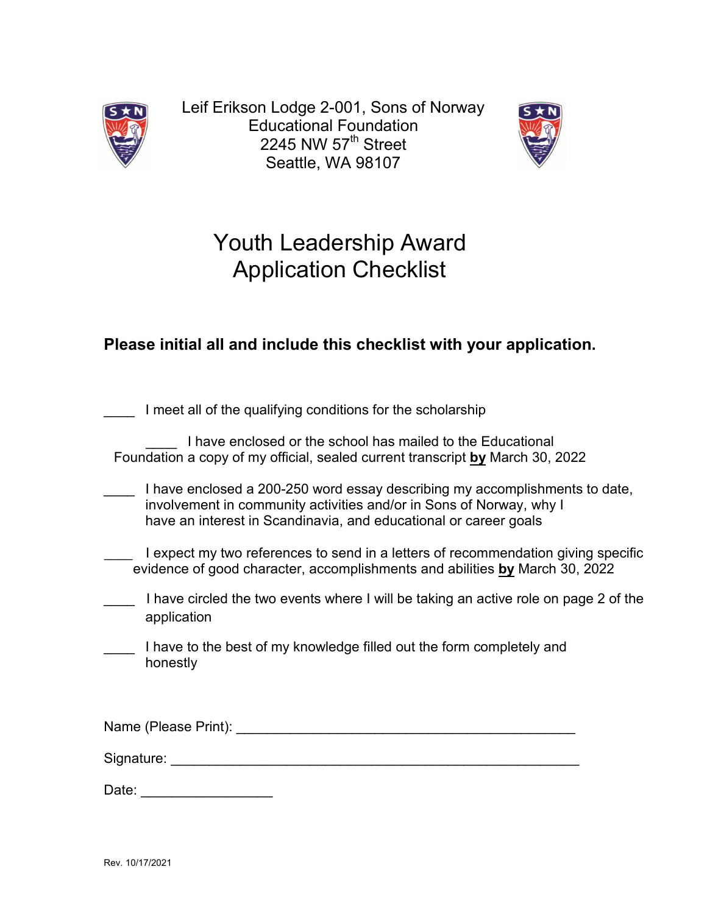Leif Erikson Lodge 2-001, Sons of Norway
Educational Foundation
2245 NW 57th Street
Seattle, WA 98107

# Youth Leadership Award
# Application Checklist

**Please initial all and include this checklist with your application.**

____ I meet all of the qualifying conditions for the scholarship

____ I have enclosed or the school has mailed to the Educational Foundation a copy of my official, sealed current transcript **by** March 30, 2022

____ I have enclosed a 200-250 word essay describing my accomplishments to date, involvement in community activities and/or in Sons of Norway, why I have an interest in Scandinavia, and educational or career goals

____ I expect my two references to send in a letters of recommendation giving specific evidence of good character, accomplishments and abilities **by** March 30, 2022

____ I have circled the two events where I will be taking an active role on page 2 of the application

____ I have to the best of my knowledge filled out the form completely and honestly

Name (Please Print): ____________________________________________

Signature: ______________________________________________________

Date: _________________

Rev. 10/17/2021